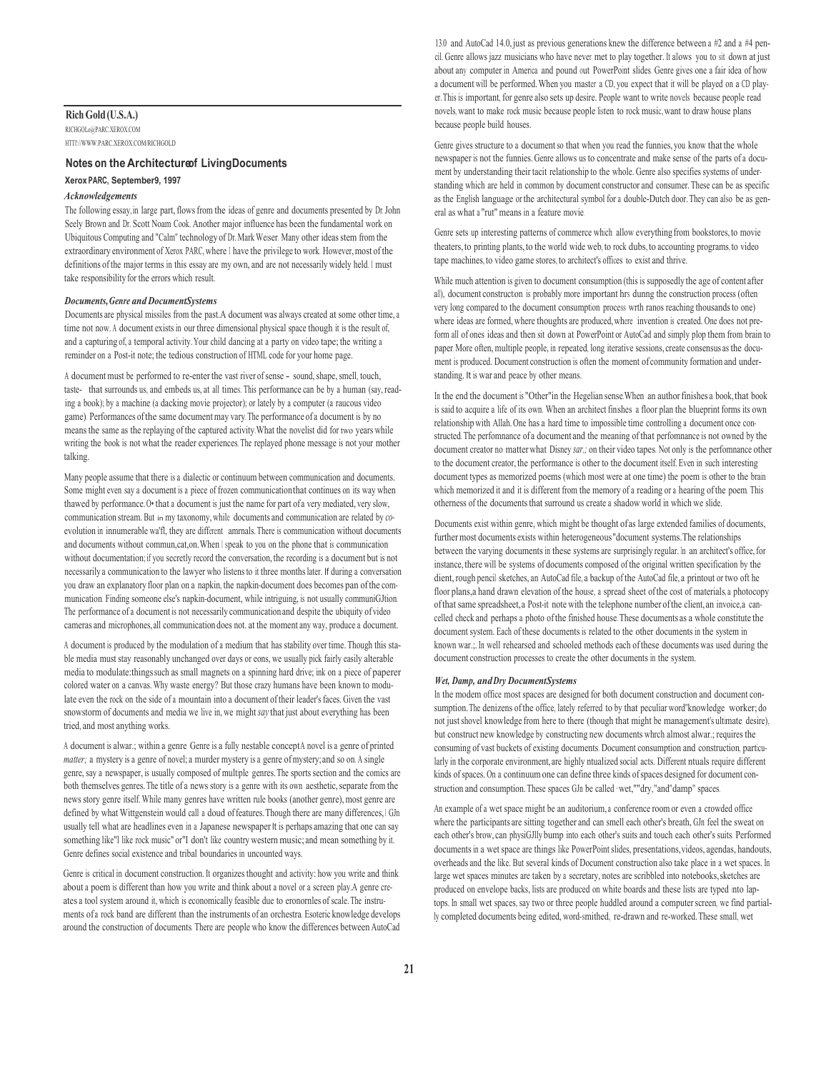**Rich Gold (U.S.A.)**

RICHGOLD@PARC.XEROX.COM

HTTP://WWW.PARC.XEROX.COM/RICHGOLD

### Notes on the Architecture of Living Documents

**Xerox PARC, September 9, 1997**

#### *Acknowledgements*

The following essay, in large part, flows from the ideas of genre and documents presented by Dr. John Seely Brown and Dr. Scott Noam Cook. Another major influence has been the fundamental work on Ubiquitous Computing and "Calm" technology of Dr. Mark Weiser. Many other ideas stem from the extraordinary environment of Xerox PARC, where I have the privilege to work. However, most of the definitions of the major terms in this essay are my own, and are not necessarily widely held. I must take responsibility for the errors which result.

#### *Documents, Genre and Document Systems*

Documents are physical missiles from the past. A document was always created at some other time, a time not now. A document exists in our three dimensional physical space though it is the result of, and a capturing of, a temporal activity. Your child dancing at a party on video tape; the writing a reminder on a Post-it note; the tedious construction of HTML code for your home page.

A document must be performed to re-enter the vast river of sense – sound, shape, smell, touch, taste – that surrounds us, and embeds us, at all times. This performance can be by a human (say, reading a book); by a machine (a dacking movie projector); or lately by a computer (a raucous video game). Performances of the same document may vary. The performance of a document is by no means the same as the replaying of the captured activity. What the novelist did for two years while writing the book is not what the reader experiences. The replayed phone message is not your mother talking.

Many people assume that there is a dialectic or continuum between communication and documents. Some might even say a document is a piece of frozen communication that continues on its way when thawed by performance. Or that a document is just the name for part of a very mediated, very slow, communication stream. But in my taxonomy, while documents and communication are related by *co*-evolution in innumerable ways, they are different animals. There is communication without documents and documents without communication. When I speak to you on the phone that is communication without documentation; if you secretly record the conversation, the recording is a document but is not necessarily a communication to the lawyer who listens to it three months later. If during a conversation you draw an explanatory floor plan on a napkin, the napkin-document does become part of the communication. Finding someone else's napkin-document, while intriguing, is not usually communication. The performance of a document is not necessarily communication and despite the ubiquity of video cameras and microphones, all communication does not, at the moment any way, produce a document.

A document is produced by the modulation of a medium that has stability over time. Though this stable media must stay reasonably unchanged over days or eons, we usually pick fairly easily alterable media to modulate: things such as small magnets on a spinning hard drive; ink on a piece of paper or colored water on a canvas. Why waste energy? But those crazy humans have been known to modulate even the rock on the side of a mountain into a document of their leader's faces. Given the vast snowstorm of documents and media we live in, we might *say* that just about everything has been tried, and most anything works.

A document is always within a genre. Genre is a fully nestable concept. A novel is a genre of printed *matter;* a mystery is a genre of novel; a murder mystery is a genre of mystery; and so on. A single genre, say a newspaper, is usually composed of multiple genres. The sports section and the comics are both themselves genres. The title of a news story is a genre with its own aesthetic, separate from the news story genre itself. While many genres have written rule books (another genre), most genre are defined by what Wittgenstein would call a cloud of features. Though there are many differences, I can usually tell what are headlines even in a Japanese newspaper. It is perhaps amazing that one can say something like "I like rock music" or "I don't like country western music; and mean something by it. Genre defines social existence and tribal boundaries in uncounted ways.

Genre is critical in document construction. It organizes thought and activity: how you write and think about a poem is different than how you write and think about a novel or a screen play. A genre creates a tool system around it, which is economically feasible due to economies of scale. The instruments of a rock band are different than the instruments of an orchestra. Esoteric knowledge develops around the construction of documents. There are people who know the differences between AutoCad 13.0 and AutoCad 14.0, just as previous generations knew the difference between a #2 and a #4 pencil. Genre allows jazz musicians who have never met to play together. It allows you to sit down at just about any computer in America and pound out PowerPoint slides. Genre gives one a fair idea of how a document will be performed. When you master a CD, you expect that it will be played on a CD player. This is important, for genre also sets up desire. People want to write novels because people read novels, want to make rock music because people listen to rock music, want to draw house plans because people build houses.

Genre gives structure to a document so that when you read the funnies, you know that the whole newspaper is not the funnies. Genre allows us to concentrate and make sense of the parts of a document by understanding their tacit relationship to the whole. Genre also specifies systems of understanding which are held in common by document constructor and consumer. These can be as specific as the English language or the architectural symbol for a double-Dutch door. They can also be as general as what a "rut" means in a feature movie.

Genre sets up interesting patterns of commerce which allow everything from bookstores, to movie theaters, to printing plants, to the world wide web, to rock clubs, to accounting programs, to video tape machines, to video game stores, to architect's offices to exist and thrive.

While much attention is given to document consumption (this is supposedly the age of content after all), document construction is probably more important hrs dunng the construction process (often very long compared to the document consumption process with ranos reaching thousands to one) where ideas are formed, where thoughts are produced, where invention is created. One does not preform all of ones ideas and then sit down at PowerPoint or AutoCad and simply plop them from brain to paper. More often, multiple people, in repeated, long iterative sessions, create consensus as the document is produced. Document construction is often the moment of community formation and understanding. It is war and peace by other means.

In the end the document is "Other" in the Hegelian sense. When an author finishes a book, that book is said to acquire a life of its own. When an architect finishes a floor plan the blueprint forms its own relationship with Allah. One has a hard time to impossible time controlling a document once constructed. The performance of a document and the meaning of that performance is not owned by the document creator no matter what Disney *sar.;* on their video tapes. Not only is the performance other to the document creator, the performance is other to the document itself. Even in such interesting document types as memorized poems (which most were at one time) the poem is other to the brain which memorized it and it is different from the memory of a reading or a hearing of the poem. This otherness of the documents that surround us create a shadow world in which we slide.

Documents exist within genre, which might be thought of as large extended families of documents, further most documents exists within heterogeneous "document systems. The relationships between the varying documents in these systems are surprisingly regular. In an architect's office, for instance, there will be systems of documents composed of the original written specification by the client, rough pencil sketches, an AutoCad file, a backup of the AutoCad file, a printout or two of the floor plans, a hand drawn elevation of the house, a spread sheet of the cost of materials, a photocopy of that same spreadsheet, a Post-it note with the telephone number of the client, an invoice, a cancelled check and perhaps a photo of the finished house. These documents as a whole constitute the document system. Each of these documents is related to the other documents in the system in known ways. In well rehearsed and schooled methods each of these documents was used during the document construction processes to create the other documents in the system.

#### *Wet, Damp, and Dry Document Systems*

In the modern office most spaces are designed for both document construction and document consumption. The denizens of the office, lately referred to by that peculiar word "knowledge worker; do not just shovel knowledge from here to there (though that might be management's ultimate desire), but construct new knowledge by constructing new documents which almost always requires the consuming of vast buckets of existing documents. Document consumption and construction, particularly in the corporate environment, are highly ritualized social acts. Different rituals require different kinds of spaces. On a continuum one can define three kinds of spaces designed for document construction and consumption. These spaces can be called "wet," "dry," and "damp" spaces.

An example of a wet space might be an auditorium, a conference room or even a crowded office where the participants are sitting together and can smell each other's breath, can feel the sweat on each other's brow, can physically bump into each other's suits and touch each other's suits. Performed documents in a wet space are things like PowerPoint slides, presentations, videos, agendas, handouts, overheads and the like. But several kinds of Document construction also take place in a wet spaces. In large wet spaces minutes are taken by a secretary, notes are scribbled into notebooks, sketches are produced on envelope backs, lists are produced on white boards and these lists are typed into laptops. In small wet spaces, say two or three people huddled around a computer screen, we find partially completed documents being edited, word-smithed, re-drawn and re-worked. These small, wet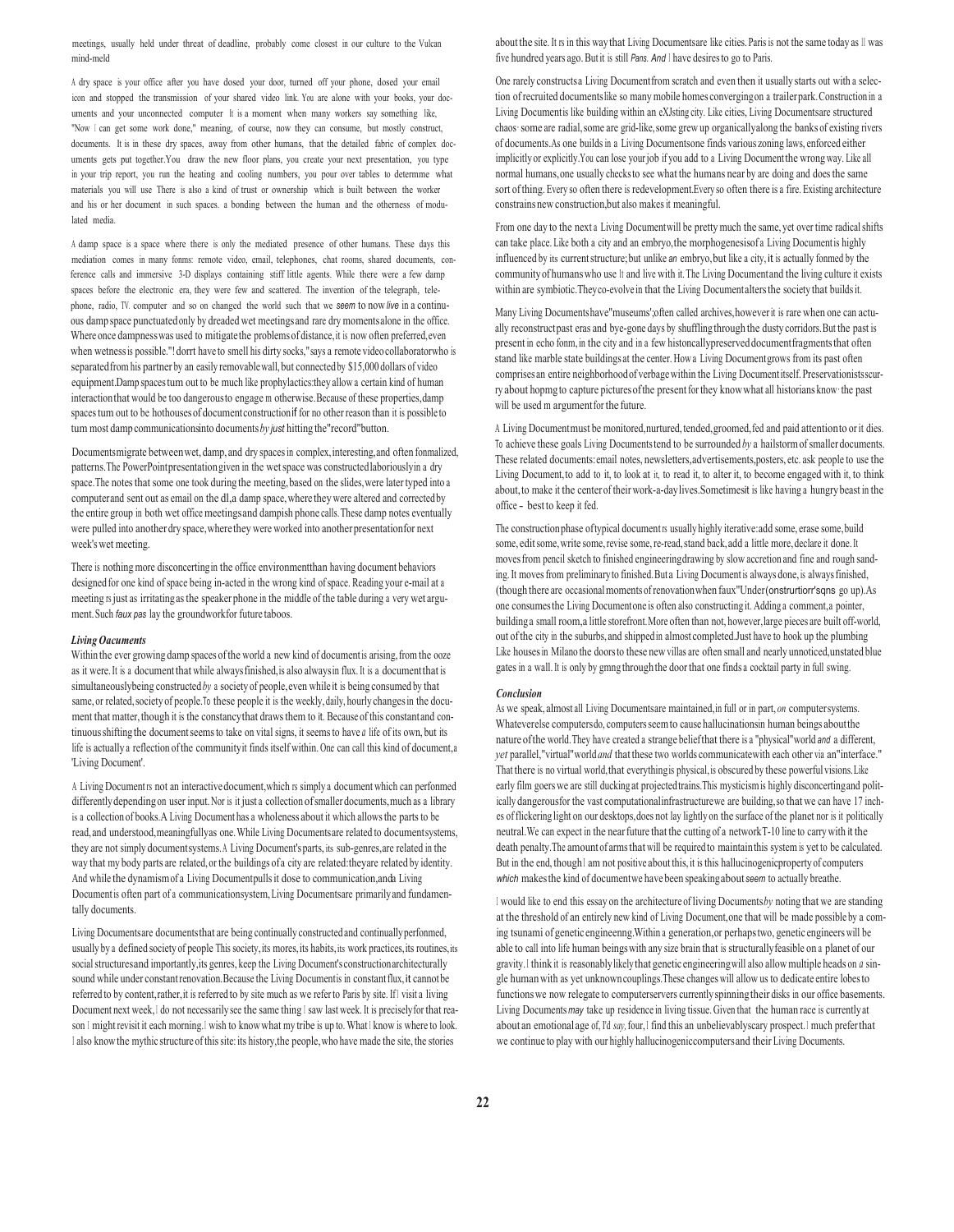meetings, usually held under threat of deadline, probably come closest in our culture to the Vulcan mind-meld

A dry space is your office after you have dosed your door, turned off your phone, dosed your email icon and stopped the transmission of your shared video link. You are alone with your books, your documents and your unconnected computer It is a moment when many workers say something like, "Now I can get some work done," meaning, of course, now they can consume, but mostly construct, documents. It is in these dry spaces, away from other humans, that the detailed fabric of complex documents gets put together.You draw the new floor plans, you create your next presentation, you type in your trip report, you run the heating and cooling numbers, you pour over tables to determme what materials you will use There is also a kind of trust or ownership which is built between the worker and his or her document in such spaces. a bonding between the human and the otherness of modulated media.

A damp space is a space where there is only the mediated presence of other humans. These days this mediation comes in many fonms: remote video, email, telephones, chat rooms, shared documents, conference calls and immersive 3-D displays containing stiff little agents. While there were a few damp spaces before the electronic era, they were few and scattered. The invention of the telegraph, telephone, radio, TV. computer and so on changed the world such that we *seem* to now *live* in a continuous damp space punctuated only by dreaded wet meetings and rare dry moments alone in the office. Where once dampness was used to mitigate the problems of distance, it is now often preferred, even when wetness is possible."I dorrt have to smell his dirty socks," says a remote video collaboratorwho is separated from his partner by an easily removable wall, but connected by $15,000 dollars of video equipment. Damp spaces tum out to be much like prophylactics: they allow a certain kind of human interaction that would be too dangerous to engage m otherwise. Because of these properties, damp spaces tum out to be hothouses of document construction if for no other reason than it is possible to tum most damp communications into documents *by just* hitting the "record" button.

Documents migrate between wet, damp, and dry spaces in complex, interesting, and often fonmalized, patterns. The PowerPoint presentation given in the wet space was constructed laboriously in a dry space. The notes that some one took during the meeting, based on the slides, were later typed into a computer and sent out as email on the dl,a damp space, where they were altered and corrected by the entire group in both wet office meetings and dampish phone calls. These damp notes eventually were pulled into another dry space, where they were worked into another presentation for next week's wet meeting.

There is nothing more disconcerting in the office environment than having document behaviors designed for one kind of space being in-acted in the wrong kind of space. Reading your e-mail at a meeting rs just as irritating as the speaker phone in the middle of the table during a very wet argument. Such *faux pas* lay the groundwork for future taboos.

### *Living Oacuments*

Within the ever growing damp spaces of the world a new kind of document is arising, from the ooze as it were. It is a document that while always finished, is also always in flux. It is a document that is simultaneously being constructed *by* a society of people, even while it is being consumed by that same, or related, society of people. To these people it is the weekly, daily, hourly changes in the document that matter, though it is the constancy that draws them to it. Because of this constant and continuous shifting the document seems to take on vital signs, it seems to have *a* life of its own, but its life is actually a reflection of the community it finds itself within. One can call this kind of document, a 'Living Document'.

A Living Document rs not an interactive document, which rs simply a document which can perfonmed differently depending on user input. Nor is it just a collection of smaller documents, much as a library is a collection of books. A Living Document has a wholeness about it which allows the parts to be read, and understood, meaningfully as one. While Living Documents are related to document systems, they are not simply document systems. A Living Document's parts, its sub-genres, are related in the way that my body parts are related, or the buildings of a city are related: they are related by identity. And while the dynamism of a Living Document pulls it dose to communication, and a Living Document is often part of a communication system, Living Documents are primarily and fundamentally documents.

Living Documents are documents that are being continually constructed and continually perfonmed, usually by a defined society of people This society, its mores, its habits, its work practices, its routines, its social structures and importantly, its genres, keep the Living Document's construction architecturally sound while under constant renovation. Because the Living Document is in constant flux, it cannot be referred to by content, rather, it is referred to by site much as we refer to Paris by site. If I visit a living Document next week, I do not necessarily see the same thing I saw last week. It is precisely for that reason I might revisit it each morning. I wish to know what my tribe is up to. What I know is where to look. I also know the mythic structure of this site: its history, the people, who have made the site, the stories about the site. It rs in this way that Living Documents are like cities. Paris is not the same today as It was five hundred years ago. But it is still *Pans. And* I have desires to go to Paris.

One rarely constructs a Living Document from scratch and even then it usually starts out with a selection of recruited documents like so many mobile homes converging on a trailer park. Construction in a Living Document is like building within an eXJsting city. Like cities, Living Documents are structured chaos· some are radial, some are grid-like, some grew up organically along the banks of existing rivers of documents. As one builds in a Living Document sone finds various zoning laws, enforced either implicitly or explicitly. You can lose your job if you add to a Living Document the wrong way. Like all normal humans, one usually checks to see what the humans near by are doing and does the same sort of thing. Every so often there is redevelopment. Every so often there is a fire. Existing architecture constrains new construction, but also makes it meaningful.

From one day to the next a Living Document will be pretty much the same, yet over time radical shifts can take place. Like both a city and an embryo, the morphogenesis of a Living Document is highly influenced by its current structure; but unlike *an* embryo, but like a city, it is actually fonmed by the community of humans who use It and live with it. The Living Document and the living culture it exists within are symbiotic. They co-evolve in that the Living Document alters the society that builds it.

Many Living Documents have "museums'; often called archives, however it is rare when one can actually reconstruct past eras and bye-gone days by shuffling through the dusty corridors. But the past is present in echo fonm, in the city and in a few historically preserved document fragments that often stand like marble state buildings at the center. How a Living Document grows from its past often comprises an entire neighborhood of verbage within the Living Document itself. Preservationists scurry about hopmg to capture pictures of the present for they know what all historians know· the past will be used m argument for the future.

A Living Document must be monitored, nurtured, tended, groomed, fed and paid attention to or it dies. To achieve these goals Living Documents tend to be surrounded *by* a hailstorm of smaller documents. These related documents: email notes, newsletters, advertisements, posters, etc. ask people to use the Living Document, to add to it, to look at it, to read it, to alter it, to become engaged with it, to think about, to make it the center of their work-a-day lives. Sometimes it is like having a hungry beast in the office – best to keep it fed.

The construction phase of typical document rs usually highly iterative: add some, erase some, build some, edit some, write some, revise some, re-read, stand back, add a little more, declare it done. It moves from pencil sketch to finished engineering drawing by slow accretion and fine and rough sanding. It moves from preliminary to finished. But a Living Document is always done, is always finished, (though there are occasional moments of renovation when faux "Under (onstrurtiorr' sqns go up). As one consumes the Living Document one is often also constructing it. Adding a comment, a pointer, building a small room, a little storefront. More often than not, however, large pieces are built off-world, out of the city in the suburbs, and shipped in almost completed. Just have to hook up the plumbing Like houses in Milano the doors to these new villas are often small and nearly unnoticed, unstated blue gates in a wall. It is only by gmng through the door that one finds a cocktail party in full swing.

### *Conclusion*

As we speak, almost all Living Documents are maintained, in full or in part, *on* computer systems. Whatever else computers do, computers seem to cause hallucinations in human beings about the nature of the world. They have created a strange belief that there is a "physical" world *and* a different, *yet* parallel, "virtual" world *and* that these two worlds communicate with each other via an "interface." That there is no virtual world, that everything is physical, is obscured by these powerful visions. Like early film goers we are still ducking at projected trains. This mysticism is highly disconcerting and politically dangerous for the vast computational infrastructure we are building, so that we can have 17 inches of flickering light on our desktops, does not lay lightly on the surface of the planet nor is it politically neutral. We can expect in the near future that the cutting of a network T-10 line to carry with it the death penalty. The amount of arms that will be required to maintain this system is yet to be calculated. But in the end, though I am not positive about this, it is this hallucinogenic property of computers *which* makes the kind of document we have been speaking about *seem* to actually breathe.

I would like to end this essay on the architecture of living Documents *by* noting that we are standing at the threshold of an entirely new kind of Living Document, one that will be made possible by a coming tsunami of genetic engineenng. Within a generation, or perhaps two, genetic engineers will be able to call into life human beings with any size brain that is structurally feasible on a planet of our gravity. I think it is reasonably likely that genetic engineering will also allow multiple heads on *a* single human with as yet unknown couplings. These changes will allow us to dedicate entire lobes to functions we now relegate to computer servers currently spinning their disks in our office basements. Living Documents *may* take up residence in living tissue. Given that the human race is currently at about an emotional age of, I'd *say,* four, I find this an unbelievably scary prospect. I much prefer that we continue to play with our highly hallucinogenic computers and their Living Documents.